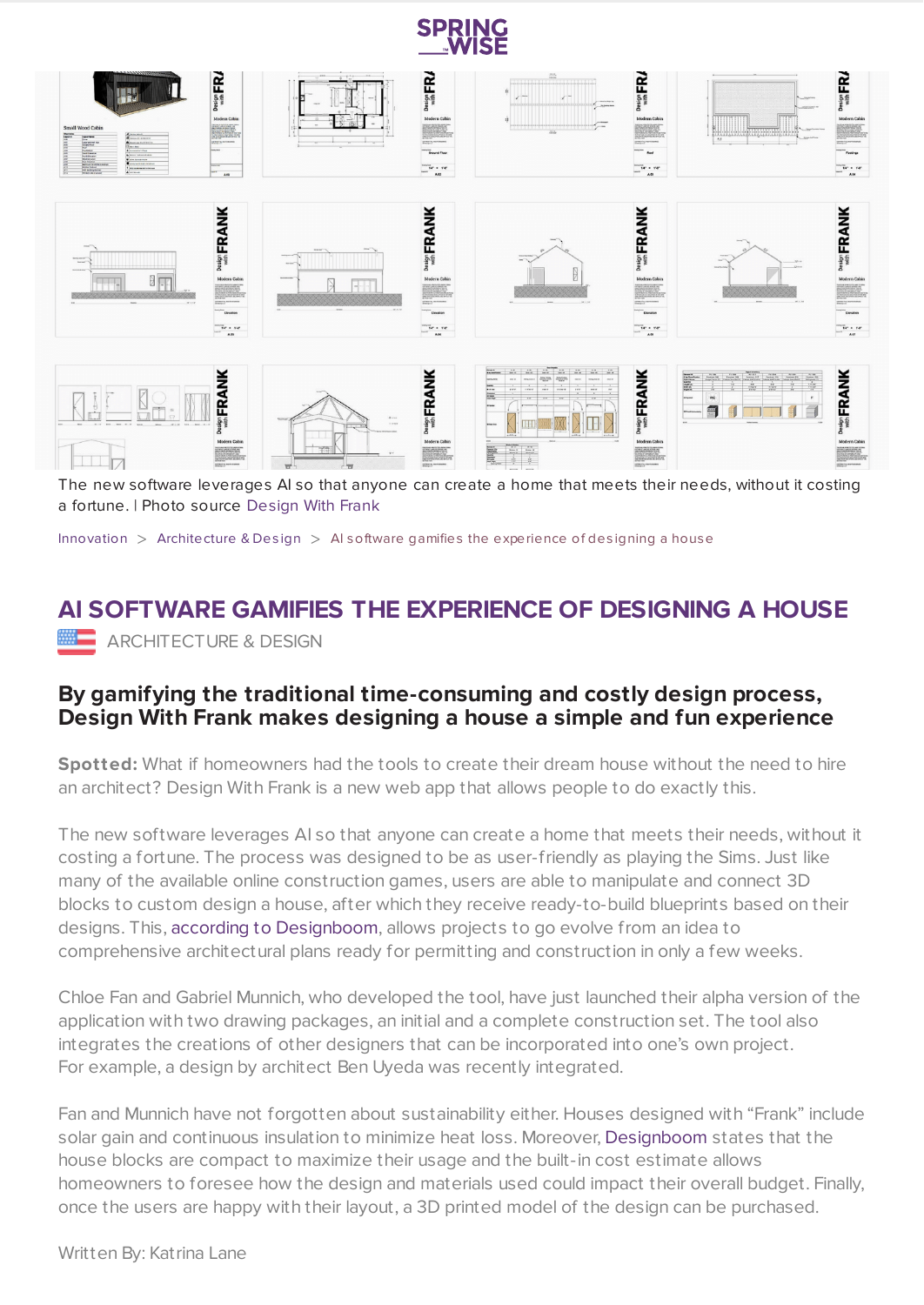The new software leverages AI so that anyone can create a home that meets their needs, without it costing a fortune. | Photo source Design With Frank

Innovation > Architecture & Design > AI software gamifies the experience of designing a house

# AI SOFTWARE GAMIFIES THE EXPERIENCE OF DESIGNING A HOUSE

ARCHITECTURE & DESIGN

## By gamifying the traditional time-consuming and costly design process, Design With Frank makes designing a house a simple and fun experience

**Spotted:** What if homeowners had the tools to create their dream house without the need to hire an architect? Design With Frank is a new web app that allows people to do exactly this.

The new software leverages AI so that anyone can create a home that meets their needs, without it costing a fortune. The process was designed to be as user-friendly as playing the Sims. Just like many of the available online construction games, users are able to manipulate and connect 3D blocks to custom design a house, after which they receive ready-to-build blueprints based on their designs. This, according to Designboom, allows projects to go evolve from an idea to comprehensive architectural plans ready for permitting and construction in only a few weeks.

Chloe Fan and Gabriel Munnich, who developed the tool, have just launched their alpha version of the application with two drawing packages, an initial and a complete construction set. The tool also integrates the creations of other designers that can be incorporated into one's own project. For example, a design by architect Ben Uyeda was recently integrated.

Fan and Munnich have not forgotten about sustainability either. Houses designed with "Frank" include solar gain and continuous insulation to minimize heat loss. Moreover, Designboom states that the house blocks are compact to maximize their usage and the built-in cost estimate allows homeowners to foresee how the design and materials used could impact their overall budget. Finally, once the users are happy with their layout, a 3D printed model of the design can be purchased.

Written By: Katrina Lane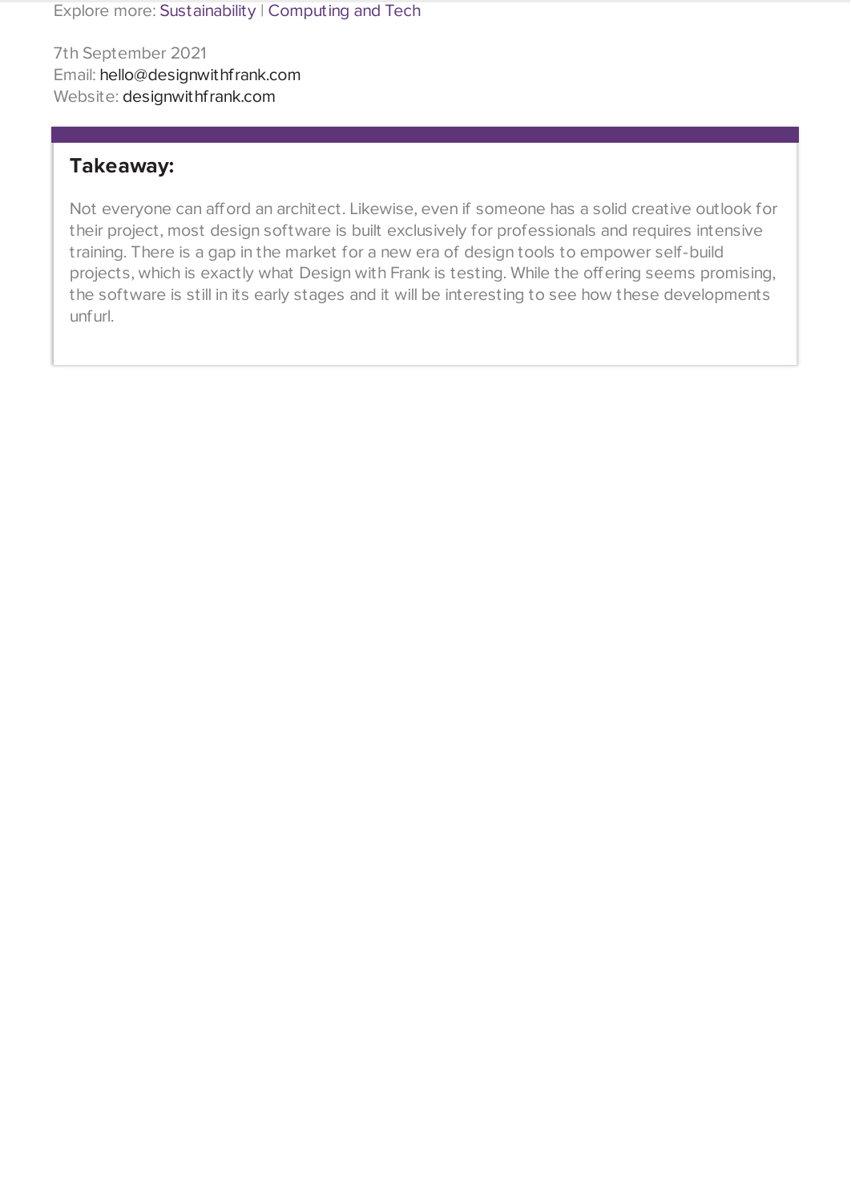Explore more: Sustainability | Computing and Tech

7th September 2021
Email: hello@designwithfrank.com
Website: designwithfrank.com

## Takeaway:

Not everyone can afford an architect. Likewise, even if someone has a solid creative outlook for their project, most design software is built exclusively for professionals and requires intensive training. There is a gap in the market for a new era of design tools to empower self-build projects, which is exactly what Design with Frank is testing. While the offering seems promising, the software is still in its early stages and it will be interesting to see how these developments unfurl.